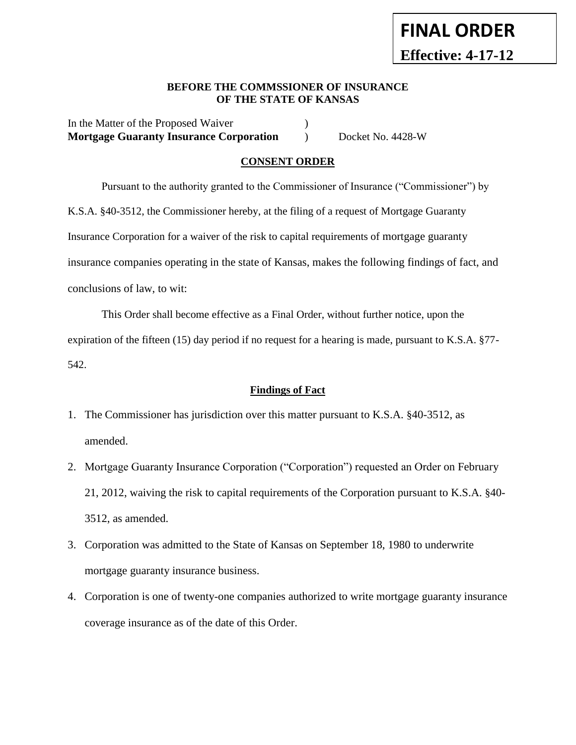**FINAL ORDER**

**Effective: 4-17-12**

**BEFORE THE COMMSSIONER OF INSURANCE**
**OF THE STATE OF KANSAS**

| | | |
|---|---|---|
| In the Matter of the Proposed Waiver | ) | |
| **Mortgage Guaranty Insurance Corporation** | ) | Docket No. 4428-W |

## CONSENT ORDER

Pursuant to the authority granted to the Commissioner of Insurance ("Commissioner") by K.S.A. §40-3512, the Commissioner hereby, at the filing of a request of Mortgage Guaranty Insurance Corporation for a waiver of the risk to capital requirements of mortgage guaranty insurance companies operating in the state of Kansas, makes the following findings of fact, and conclusions of law, to wit:

This Order shall become effective as a Final Order, without further notice, upon the expiration of the fifteen (15) day period if no request for a hearing is made, pursuant to K.S.A. §77-542.

### Findings of Fact

1. The Commissioner has jurisdiction over this matter pursuant to K.S.A. §40-3512, as amended.
2. Mortgage Guaranty Insurance Corporation ("Corporation") requested an Order on February 21, 2012, waiving the risk to capital requirements of the Corporation pursuant to K.S.A. §40-3512, as amended.
3. Corporation was admitted to the State of Kansas on September 18, 1980 to underwrite mortgage guaranty insurance business.
4. Corporation is one of twenty-one companies authorized to write mortgage guaranty insurance coverage insurance as of the date of this Order.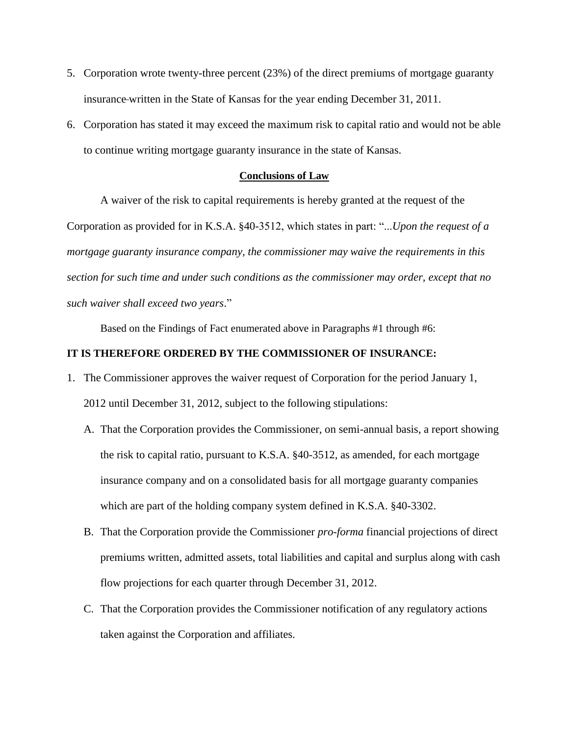5. Corporation wrote twenty-three percent (23%) of the direct premiums of mortgage guaranty insurance written in the State of Kansas for the year ending December 31, 2011.
6. Corporation has stated it may exceed the maximum risk to capital ratio and would not be able to continue writing mortgage guaranty insurance in the state of Kansas.

**Conclusions of Law**

A waiver of the risk to capital requirements is hereby granted at the request of the Corporation as provided for in K.S.A. §40-3512, which states in part: "*...Upon the request of a mortgage guaranty insurance company, the commissioner may waive the requirements in this section for such time and under such conditions as the commissioner may order, except that no such waiver shall exceed two years*."

Based on the Findings of Fact enumerated above in Paragraphs #1 through #6:

**IT IS THEREFORE ORDERED BY THE COMMISSIONER OF INSURANCE:**

1. The Commissioner approves the waiver request of Corporation for the period January 1, 2012 until December 31, 2012, subject to the following stipulations:
   A. That the Corporation provides the Commissioner, on semi-annual basis, a report showing the risk to capital ratio, pursuant to K.S.A. §40-3512, as amended, for each mortgage insurance company and on a consolidated basis for all mortgage guaranty companies which are part of the holding company system defined in K.S.A. §40-3302.
   B. That the Corporation provide the Commissioner *pro-forma* financial projections of direct premiums written, admitted assets, total liabilities and capital and surplus along with cash flow projections for each quarter through December 31, 2012.
   C. That the Corporation provides the Commissioner notification of any regulatory actions taken against the Corporation and affiliates.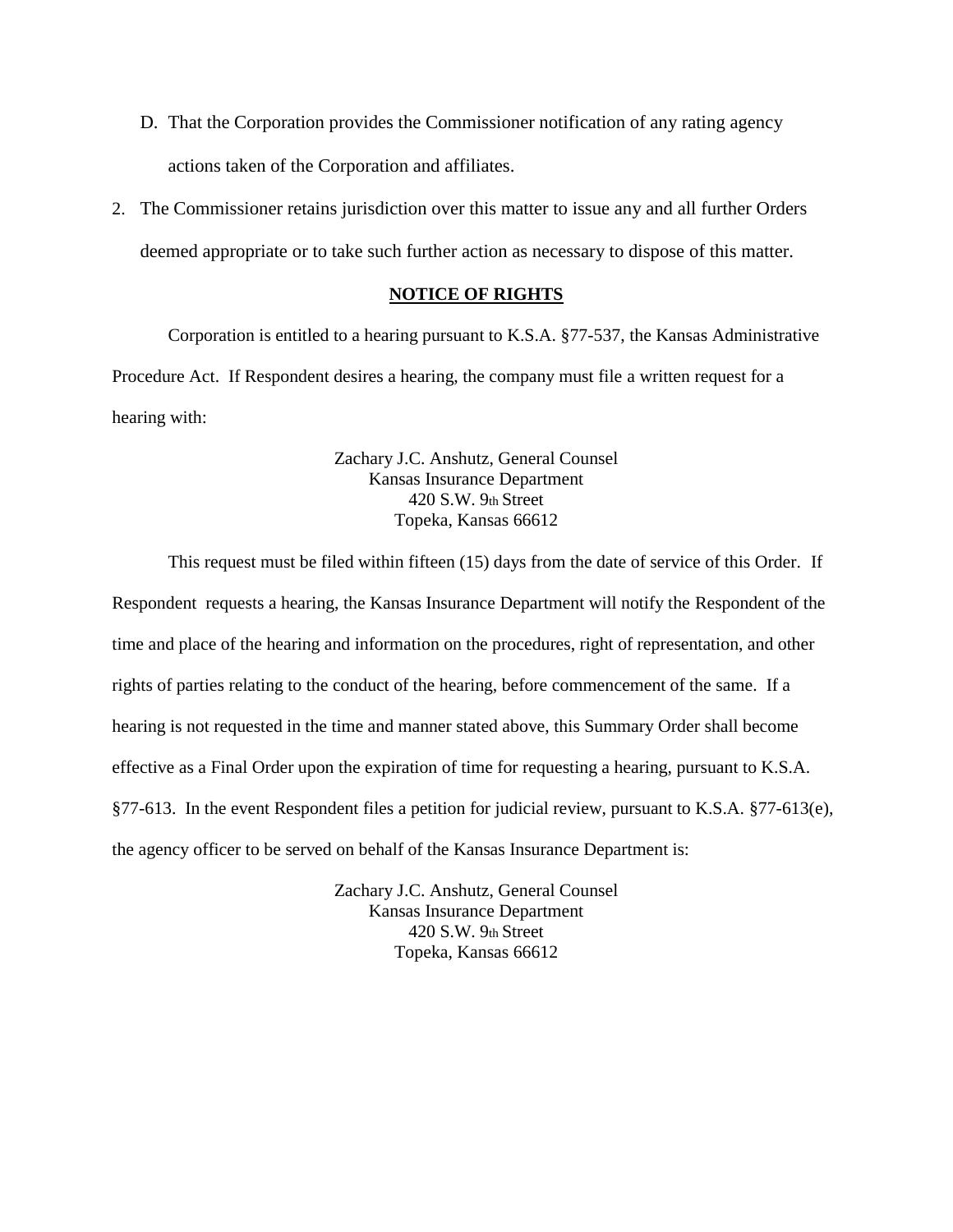D. That the Corporation provides the Commissioner notification of any rating agency actions taken of the Corporation and affiliates.

2. The Commissioner retains jurisdiction over this matter to issue any and all further Orders deemed appropriate or to take such further action as necessary to dispose of this matter.

**NOTICE OF RIGHTS**

Corporation is entitled to a hearing pursuant to K.S.A. §77-537, the Kansas Administrative Procedure Act. If Respondent desires a hearing, the company must file a written request for a hearing with:

Zachary J.C. Anshutz, General Counsel
Kansas Insurance Department
420 S.W. 9th Street
Topeka, Kansas 66612

This request must be filed within fifteen (15) days from the date of service of this Order. If Respondent requests a hearing, the Kansas Insurance Department will notify the Respondent of the time and place of the hearing and information on the procedures, right of representation, and other rights of parties relating to the conduct of the hearing, before commencement of the same. If a hearing is not requested in the time and manner stated above, this Summary Order shall become effective as a Final Order upon the expiration of time for requesting a hearing, pursuant to K.S.A. §77-613. In the event Respondent files a petition for judicial review, pursuant to K.S.A. §77-613(e), the agency officer to be served on behalf of the Kansas Insurance Department is:

Zachary J.C. Anshutz, General Counsel
Kansas Insurance Department
420 S.W. 9th Street
Topeka, Kansas 66612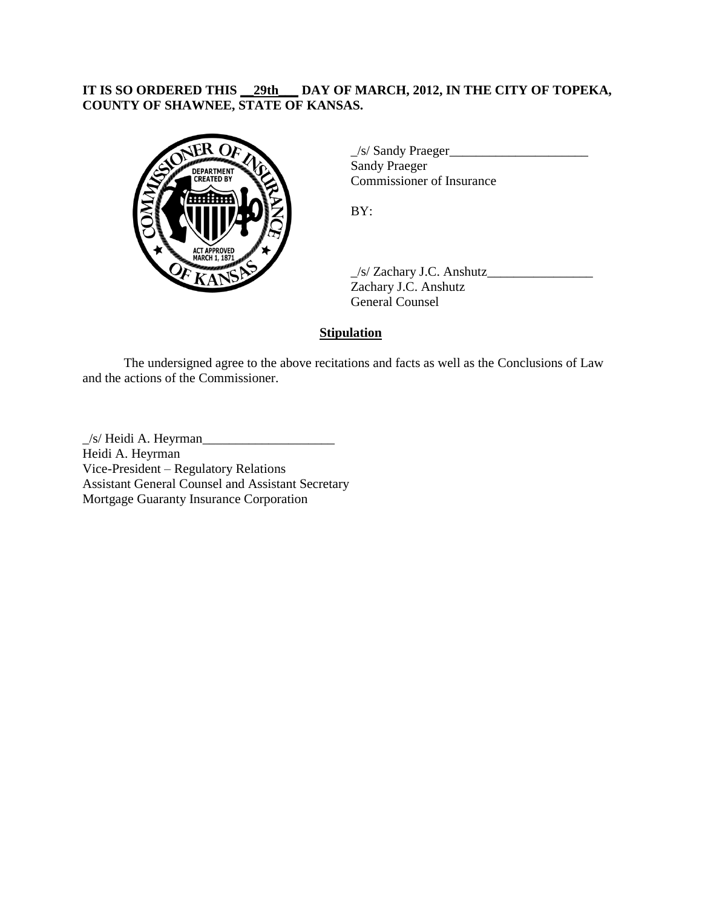**IT IS SO ORDERED THIS __29th___ DAY OF MARCH, 2012, IN THE CITY OF TOPEKA, COUNTY OF SHAWNEE, STATE OF KANSAS.**

_/s/ Sandy Praeger_____________________
Sandy Praeger
Commissioner of Insurance

BY:

_/s/ Zachary J.C. Anshutz________________
Zachary J.C. Anshutz
General Counsel

**Stipulation**

The undersigned agree to the above recitations and facts as well as the Conclusions of Law and the actions of the Commissioner.

_/s/ Heidi A. Heyrman____________________
Heidi A. Heyrman
Vice-President – Regulatory Relations
Assistant General Counsel and Assistant Secretary
Mortgage Guaranty Insurance Corporation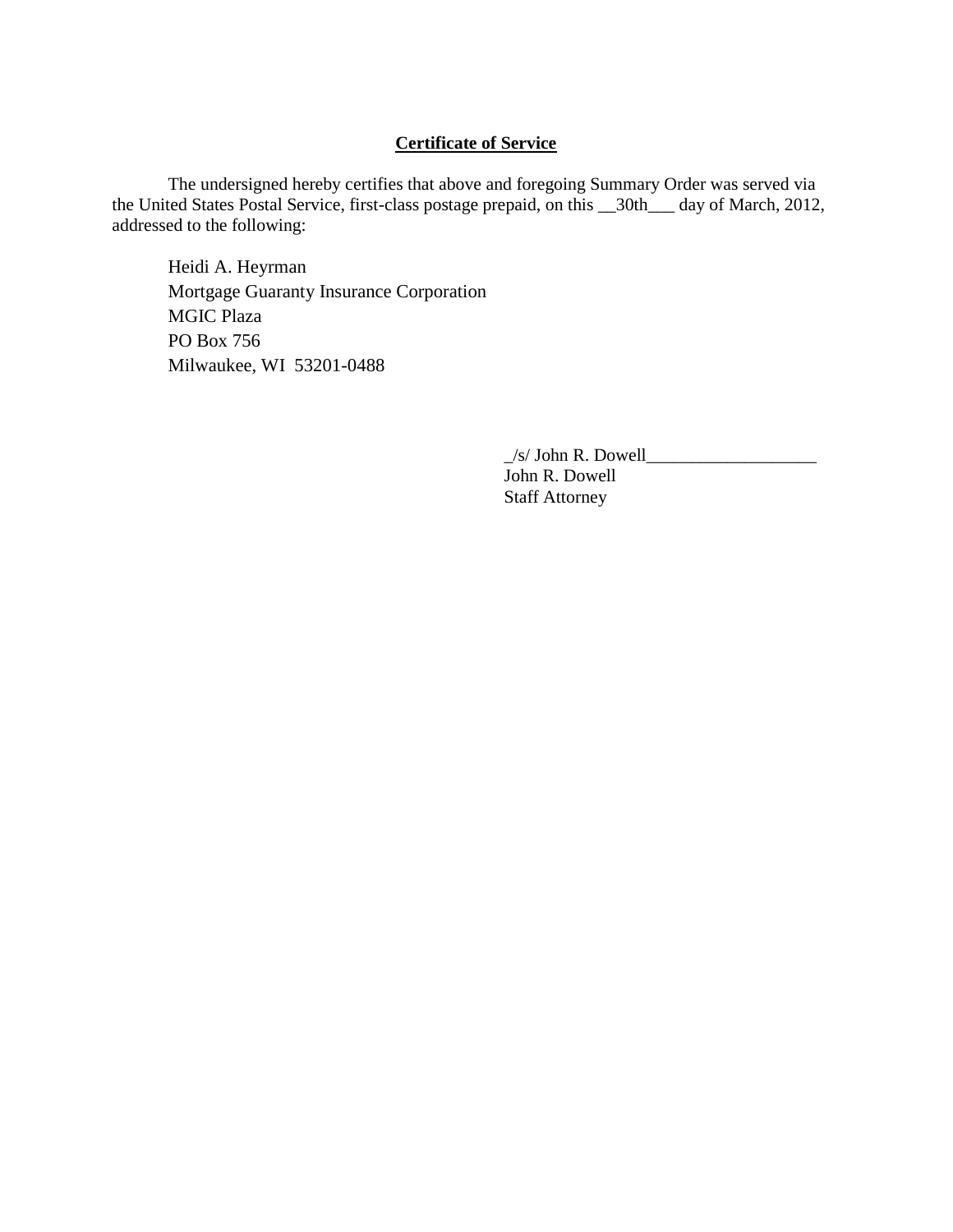**Certificate of Service**

The undersigned hereby certifies that above and foregoing Summary Order was served via the United States Postal Service, first-class postage prepaid, on this __30th___ day of March, 2012, addressed to the following:

Heidi A. Heyrman
Mortgage Guaranty Insurance Corporation
MGIC Plaza
PO Box 756
Milwaukee, WI 53201-0488

_/s/ John R. Dowell___________________
John R. Dowell
Staff Attorney